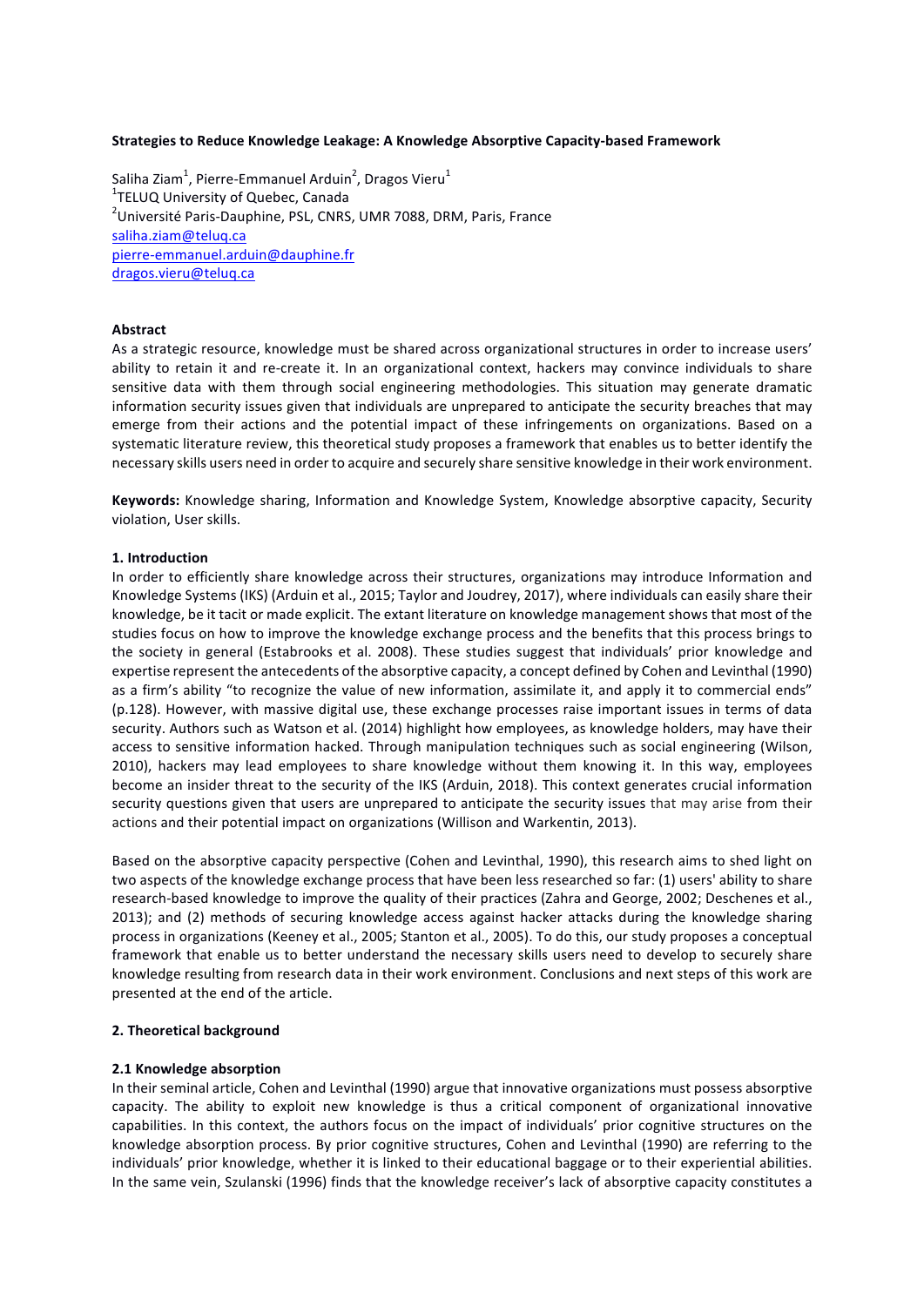**Strategies to Reduce Knowledge Leakage: A Knowledge Absorptive Capacity-based Framework**

Saliha Ziam[1], Pierre-Emmanuel Arduin[2], Dragos Vieru[1]
[1]TELUQ University of Quebec, Canada
[2]Université Paris-Dauphine, PSL, CNRS, UMR 7088, DRM, Paris, France
saliha.ziam@teluq.ca
pierre-emmanuel.arduin@dauphine.fr
dragos.vieru@teluq.ca

**Abstract**

As a strategic resource, knowledge must be shared across organizational structures in order to increase users' ability to retain it and re-create it. In an organizational context, hackers may convince individuals to share sensitive data with them through social engineering methodologies. This situation may generate dramatic information security issues given that individuals are unprepared to anticipate the security breaches that may emerge from their actions and the potential impact of these infringements on organizations. Based on a systematic literature review, this theoretical study proposes a framework that enables us to better identify the necessary skills users need in order to acquire and securely share sensitive knowledge in their work environment.

**Keywords:** Knowledge sharing, Information and Knowledge System, Knowledge absorptive capacity, Security violation, User skills.

## 1. Introduction

In order to efficiently share knowledge across their structures, organizations may introduce Information and Knowledge Systems (IKS) (Arduin et al., 2015; Taylor and Joudrey, 2017), where individuals can easily share their knowledge, be it tacit or made explicit. The extant literature on knowledge management shows that most of the studies focus on how to improve the knowledge exchange process and the benefits that this process brings to the society in general (Estabrooks et al. 2008). These studies suggest that individuals' prior knowledge and expertise represent the antecedents of the absorptive capacity, a concept defined by Cohen and Levinthal (1990) as a firm's ability "to recognize the value of new information, assimilate it, and apply it to commercial ends" (p.128). However, with massive digital use, these exchange processes raise important issues in terms of data security. Authors such as Watson et al. (2014) highlight how employees, as knowledge holders, may have their access to sensitive information hacked. Through manipulation techniques such as social engineering (Wilson, 2010), hackers may lead employees to share knowledge without them knowing it. In this way, employees become an insider threat to the security of the IKS (Arduin, 2018). This context generates crucial information security questions given that users are unprepared to anticipate the security issues that may arise from their actions and their potential impact on organizations (Willison and Warkentin, 2013).

Based on the absorptive capacity perspective (Cohen and Levinthal, 1990), this research aims to shed light on two aspects of the knowledge exchange process that have been less researched so far: (1) users' ability to share research-based knowledge to improve the quality of their practices (Zahra and George, 2002; Deschenes et al., 2013); and (2) methods of securing knowledge access against hacker attacks during the knowledge sharing process in organizations (Keeney et al., 2005; Stanton et al., 2005). To do this, our study proposes a conceptual framework that enable us to better understand the necessary skills users need to develop to securely share knowledge resulting from research data in their work environment. Conclusions and next steps of this work are presented at the end of the article.

## 2. Theoretical background

### 2.1 Knowledge absorption

In their seminal article, Cohen and Levinthal (1990) argue that innovative organizations must possess absorptive capacity. The ability to exploit new knowledge is thus a critical component of organizational innovative capabilities. In this context, the authors focus on the impact of individuals' prior cognitive structures on the knowledge absorption process. By prior cognitive structures, Cohen and Levinthal (1990) are referring to the individuals' prior knowledge, whether it is linked to their educational baggage or to their experiential abilities. In the same vein, Szulanski (1996) finds that the knowledge receiver's lack of absorptive capacity constitutes a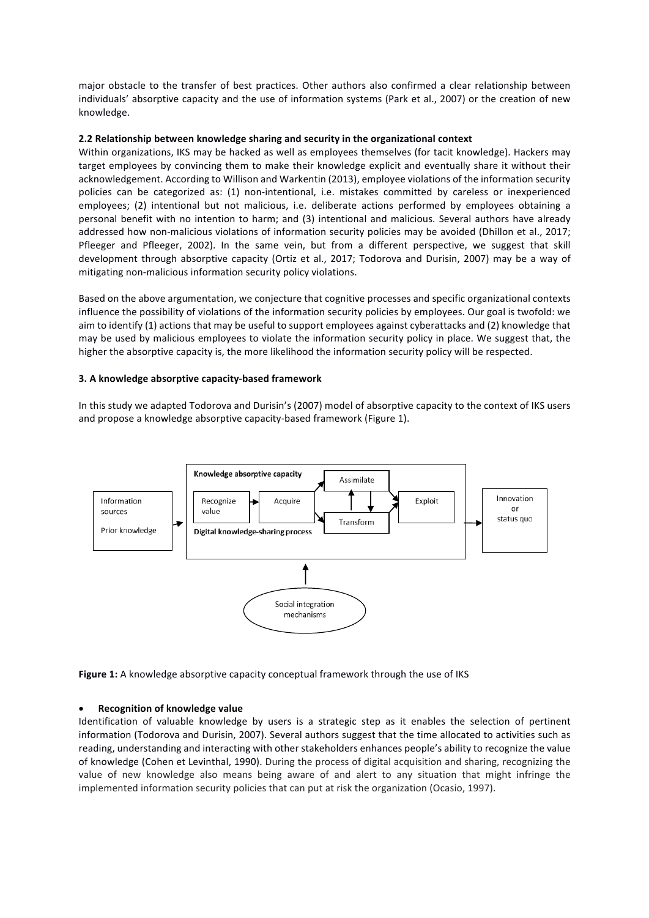major obstacle to the transfer of best practices. Other authors also confirmed a clear relationship between individuals' absorptive capacity and the use of information systems (Park et al., 2007) or the creation of new knowledge.

### 2.2 Relationship between knowledge sharing and security in the organizational context

Within organizations, IKS may be hacked as well as employees themselves (for tacit knowledge). Hackers may target employees by convincing them to make their knowledge explicit and eventually share it without their acknowledgement. According to Willison and Warkentin (2013), employee violations of the information security policies can be categorized as: (1) non-intentional, i.e. mistakes committed by careless or inexperienced employees; (2) intentional but not malicious, i.e. deliberate actions performed by employees obtaining a personal benefit with no intention to harm; and (3) intentional and malicious. Several authors have already addressed how non-malicious violations of information security policies may be avoided (Dhillon et al., 2017; Pfleeger and Pfleeger, 2002). In the same vein, but from a different perspective, we suggest that skill development through absorptive capacity (Ortiz et al., 2017; Todorova and Durisin, 2007) may be a way of mitigating non-malicious information security policy violations.

Based on the above argumentation, we conjecture that cognitive processes and specific organizational contexts influence the possibility of violations of the information security policies by employees. Our goal is twofold: we aim to identify (1) actions that may be useful to support employees against cyberattacks and (2) knowledge that may be used by malicious employees to violate the information security policy in place. We suggest that, the higher the absorptive capacity is, the more likelihood the information security policy will be respected.

## 3. A knowledge absorptive capacity-based framework

In this study we adapted Todorova and Durisin's (2007) model of absorptive capacity to the context of IKS users and propose a knowledge absorptive capacity-based framework (Figure 1).

**Figure 1:** A knowledge absorptive capacity conceptual framework through the use of IKS

- **Recognition of knowledge value**

Identification of valuable knowledge by users is a strategic step as it enables the selection of pertinent information (Todorova and Durisin, 2007). Several authors suggest that the time allocated to activities such as reading, understanding and interacting with other stakeholders enhances people's ability to recognize the value of knowledge (Cohen et Levinthal, 1990). During the process of digital acquisition and sharing, recognizing the value of new knowledge also means being aware of and alert to any situation that might infringe the implemented information security policies that can put at risk the organization (Ocasio, 1997).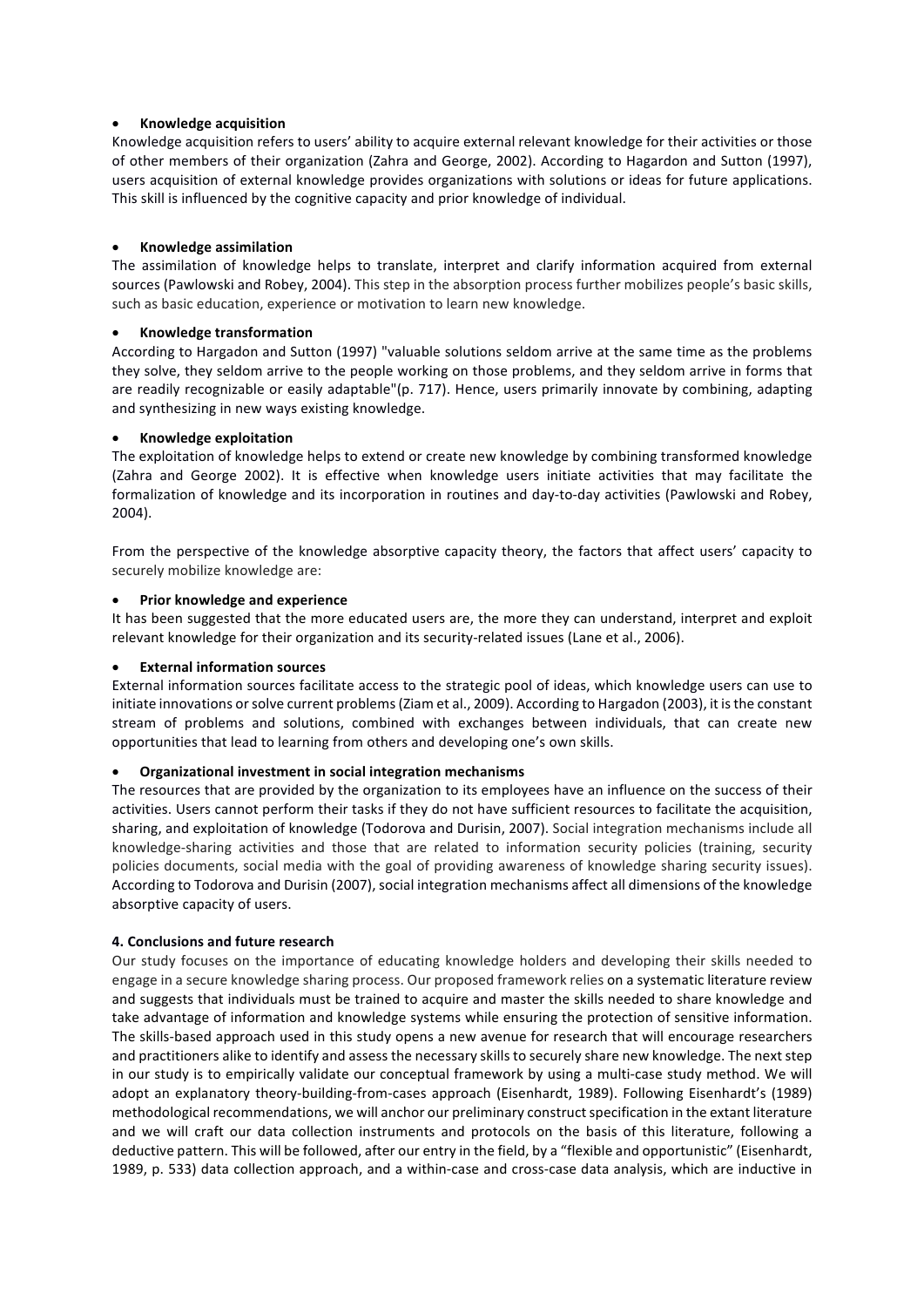- **Knowledge acquisition**

Knowledge acquisition refers to users' ability to acquire external relevant knowledge for their activities or those of other members of their organization (Zahra and George, 2002). According to Hagardon and Sutton (1997), users acquisition of external knowledge provides organizations with solutions or ideas for future applications. This skill is influenced by the cognitive capacity and prior knowledge of individual.

- **Knowledge assimilation**

The assimilation of knowledge helps to translate, interpret and clarify information acquired from external sources (Pawlowski and Robey, 2004). This step in the absorption process further mobilizes people's basic skills, such as basic education, experience or motivation to learn new knowledge.

- **Knowledge transformation**

According to Hargadon and Sutton (1997) "valuable solutions seldom arrive at the same time as the problems they solve, they seldom arrive to the people working on those problems, and they seldom arrive in forms that are readily recognizable or easily adaptable"(p. 717). Hence, users primarily innovate by combining, adapting and synthesizing in new ways existing knowledge.

- **Knowledge exploitation**

The exploitation of knowledge helps to extend or create new knowledge by combining transformed knowledge (Zahra and George 2002). It is effective when knowledge users initiate activities that may facilitate the formalization of knowledge and its incorporation in routines and day-to-day activities (Pawlowski and Robey, 2004).

From the perspective of the knowledge absorptive capacity theory, the factors that affect users' capacity to securely mobilize knowledge are:

- **Prior knowledge and experience**

It has been suggested that the more educated users are, the more they can understand, interpret and exploit relevant knowledge for their organization and its security-related issues (Lane et al., 2006).

- **External information sources**

External information sources facilitate access to the strategic pool of ideas, which knowledge users can use to initiate innovations or solve current problems (Ziam et al., 2009). According to Hargadon (2003), it is the constant stream of problems and solutions, combined with exchanges between individuals, that can create new opportunities that lead to learning from others and developing one's own skills.

- **Organizational investment in social integration mechanisms**

The resources that are provided by the organization to its employees have an influence on the success of their activities. Users cannot perform their tasks if they do not have sufficient resources to facilitate the acquisition, sharing, and exploitation of knowledge (Todorova and Durisin, 2007). Social integration mechanisms include all knowledge-sharing activities and those that are related to information security policies (training, security policies documents, social media with the goal of providing awareness of knowledge sharing security issues). According to Todorova and Durisin (2007), social integration mechanisms affect all dimensions of the knowledge absorptive capacity of users.

## 4. Conclusions and future research

Our study focuses on the importance of educating knowledge holders and developing their skills needed to engage in a secure knowledge sharing process. Our proposed framework relies on a systematic literature review and suggests that individuals must be trained to acquire and master the skills needed to share knowledge and take advantage of information and knowledge systems while ensuring the protection of sensitive information. The skills-based approach used in this study opens a new avenue for research that will encourage researchers and practitioners alike to identify and assess the necessary skills to securely share new knowledge. The next step in our study is to empirically validate our conceptual framework by using a multi-case study method. We will adopt an explanatory theory-building-from-cases approach (Eisenhardt, 1989). Following Eisenhardt's (1989) methodological recommendations, we will anchor our preliminary construct specification in the extant literature and we will craft our data collection instruments and protocols on the basis of this literature, following a deductive pattern. This will be followed, after our entry in the field, by a "flexible and opportunistic" (Eisenhardt, 1989, p. 533) data collection approach, and a within-case and cross-case data analysis, which are inductive in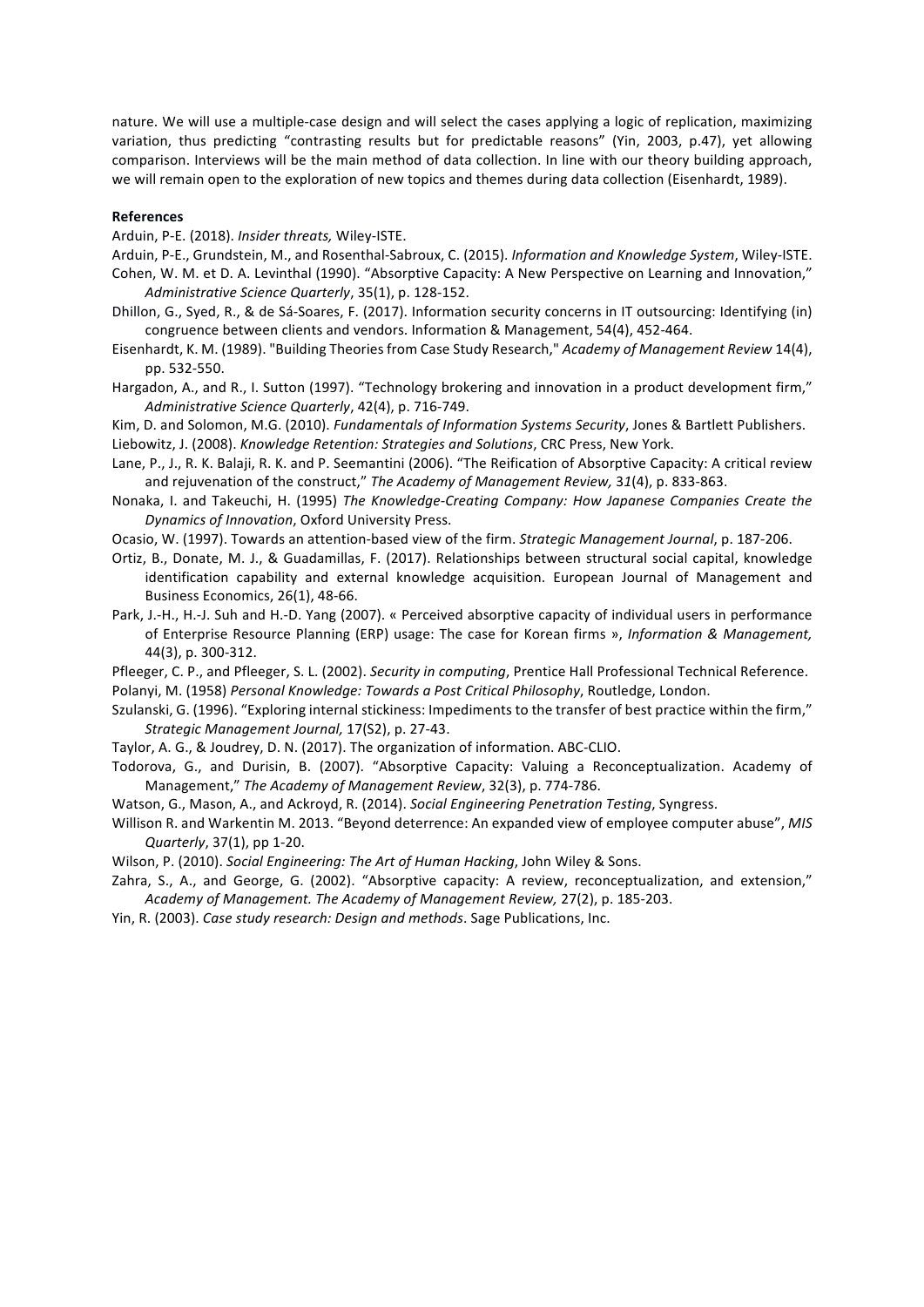nature. We will use a multiple-case design and will select the cases applying a logic of replication, maximizing variation, thus predicting "contrasting results but for predictable reasons" (Yin, 2003, p.47), yet allowing comparison. Interviews will be the main method of data collection. In line with our theory building approach, we will remain open to the exploration of new topics and themes during data collection (Eisenhardt, 1989).

**References**

Arduin, P-E. (2018). *Insider threats,* Wiley-ISTE.

Arduin, P-E., Grundstein, M., and Rosenthal-Sabroux, C. (2015). *Information and Knowledge System*, Wiley-ISTE.

Cohen, W. M. et D. A. Levinthal (1990). "Absorptive Capacity: A New Perspective on Learning and Innovation," *Administrative Science Quarterly*, 35(1), p. 128-152.

Dhillon, G., Syed, R., & de Sá-Soares, F. (2017). Information security concerns in IT outsourcing: Identifying (in) congruence between clients and vendors. Information & Management, 54(4), 452-464.

Eisenhardt, K. M. (1989). "Building Theories from Case Study Research," *Academy of Management Review* 14(4), pp. 532-550.

Hargadon, A., and R., I. Sutton (1997). "Technology brokering and innovation in a product development firm," *Administrative Science Quarterly*, 42(4), p. 716-749.

Kim, D. and Solomon, M.G. (2010). *Fundamentals of Information Systems Security*, Jones & Bartlett Publishers.

Liebowitz, J. (2008). *Knowledge Retention: Strategies and Solutions*, CRC Press, New York.

Lane, P., J., R. K. Balaji, R. K. and P. Seemantini (2006). "The Reification of Absorptive Capacity: A critical review and rejuvenation of the construct," *The Academy of Management Review,* 3*1*(4), p. 833-863.

Nonaka, I. and Takeuchi, H. (1995) *The Knowledge-Creating Company: How Japanese Companies Create the Dynamics of Innovation*, Oxford University Press.

Ocasio, W. (1997). Towards an attention-based view of the firm. *Strategic Management Journal*, p. 187-206.

Ortiz, B., Donate, M. J., & Guadamillas, F. (2017). Relationships between structural social capital, knowledge identification capability and external knowledge acquisition. European Journal of Management and Business Economics, 26(1), 48-66.

Park, J.-H., H.-J. Suh and H.-D. Yang (2007). « Perceived absorptive capacity of individual users in performance of Enterprise Resource Planning (ERP) usage: The case for Korean firms », *Information & Management,* 44(3), p. 300-312.

Pfleeger, C. P., and Pfleeger, S. L. (2002). *Security in computing*, Prentice Hall Professional Technical Reference.

Polanyi, M. (1958) *Personal Knowledge: Towards a Post Critical Philosophy*, Routledge, London.

Szulanski, G. (1996). "Exploring internal stickiness: Impediments to the transfer of best practice within the firm," *Strategic Management Journal,* 17(S2), p. 27-43.

Taylor, A. G., & Joudrey, D. N. (2017). The organization of information. ABC-CLIO.

Todorova, G., and Durisin, B. (2007). "Absorptive Capacity: Valuing a Reconceptualization. Academy of Management," *The Academy of Management Review*, 32(3), p. 774-786.

Watson, G., Mason, A., and Ackroyd, R. (2014). *Social Engineering Penetration Testing*, Syngress.

Willison R. and Warkentin M. 2013. "Beyond deterrence: An expanded view of employee computer abuse", *MIS Quarterly*, 37(1), pp 1-20.

Wilson, P. (2010). *Social Engineering: The Art of Human Hacking*, John Wiley & Sons.

Zahra, S., A., and George, G. (2002). "Absorptive capacity: A review, reconceptualization, and extension," *Academy of Management. The Academy of Management Review,* 27(2), p. 185-203.

Yin, R. (2003). *Case study research: Design and methods*. Sage Publications, Inc.